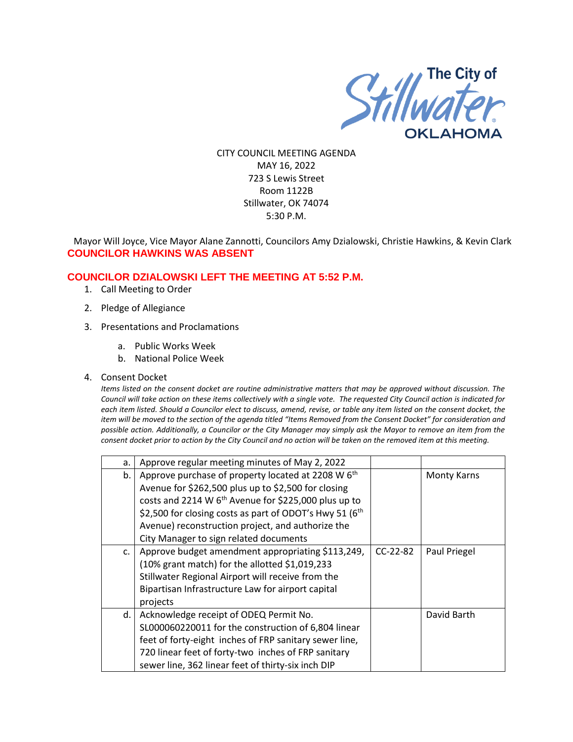The City of Stillwater OKLAHOMA

CITY COUNCIL MEETING AGENDA
MAY 16, 2022
723 S Lewis Street
Room 1122B
Stillwater, OK 74074
5:30 P.M.

Mayor Will Joyce, Vice Mayor Alane Zannotti, Councilors Amy Dzialowski, Christie Hawkins, & Kevin Clark

**COUNCILOR HAWKINS WAS ABSENT**

**COUNCILOR DZIALOWSKI LEFT THE MEETING AT 5:52 P.M.**

1. Call Meeting to Order
2. Pledge of Allegiance
3. Presentations and Proclamations
   a. Public Works Week
   b. National Police Week
4. Consent Docket

*Items listed on the consent docket are routine administrative matters that may be approved without discussion. The Council will take action on these items collectively with a single vote. The requested City Council action is indicated for each item listed. Should a Councilor elect to discuss, amend, revise, or table any item listed on the consent docket, the item will be moved to the section of the agenda titled "Items Removed from the Consent Docket" for consideration and possible action. Additionally, a Councilor or the City Manager may simply ask the Mayor to remove an item from the consent docket prior to action by the City Council and no action will be taken on the removed item at this meeting.*

| | | | |
|---|---|---|---|
| a. | Approve regular meeting minutes of May 2, 2022 | | |
| b. | Approve purchase of property located at 2208 W 6th Avenue for $262,500 plus up to $2,500 for closing costs and 2214 W 6th Avenue for $225,000 plus up to $2,500 for closing costs as part of ODOT's Hwy 51 (6th Avenue) reconstruction project, and authorize the City Manager to sign related documents | | Monty Karns |
| c. | Approve budget amendment appropriating $113,249, (10% grant match) for the allotted $1,019,233 Stillwater Regional Airport will receive from the Bipartisan Infrastructure Law for airport capital projects | CC-22-82 | Paul Priegel |
| d. | Acknowledge receipt of ODEQ Permit No. SL000060220011 for the construction of 6,804 linear feet of forty-eight inches of FRP sanitary sewer line, 720 linear feet of forty-two inches of FRP sanitary sewer line, 362 linear feet of thirty-six inch DIP | | David Barth |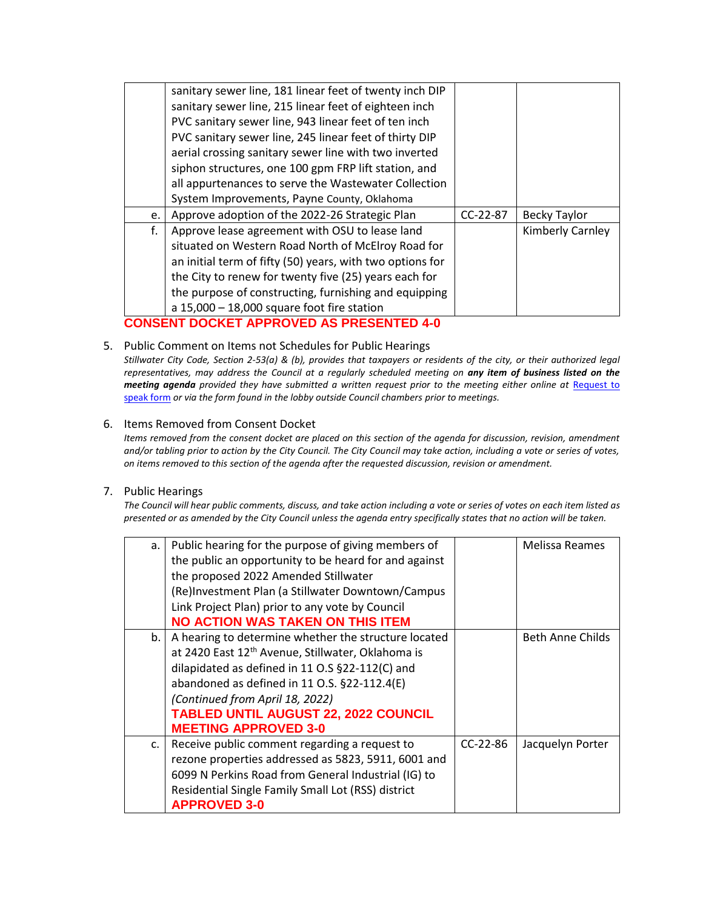| | | | |
|---|---|---|---|
| | sanitary sewer line, 181 linear feet of twenty inch DIP sanitary sewer line, 215 linear feet of eighteen inch PVC sanitary sewer line, 943 linear feet of ten inch PVC sanitary sewer line, 245 linear feet of thirty DIP aerial crossing sanitary sewer line with two inverted siphon structures, one 100 gpm FRP lift station, and all appurtenances to serve the Wastewater Collection System Improvements, Payne County, Oklahoma | | |
| e. | Approve adoption of the 2022-26 Strategic Plan | CC-22-87 | Becky Taylor |
| f. | Approve lease agreement with OSU to lease land situated on Western Road North of McElroy Road for an initial term of fifty (50) years, with two options for the City to renew for twenty five (25) years each for the purpose of constructing, furnishing and equipping a 15,000 – 18,000 square foot fire station | | Kimberly Carnley |

**CONSENT DOCKET APPROVED AS PRESENTED 4-0**

5. Public Comment on Items not Schedules for Public Hearings
   *Stillwater City Code, Section 2-53(a) & (b), provides that taxpayers or residents of the city, or their authorized legal representatives, may address the Council at a regularly scheduled meeting on* ***any item of business listed on the meeting agenda*** *provided they have submitted a written request prior to the meeting either online at* [Request to speak form] *or via the form found in the lobby outside Council chambers prior to meetings.*

6. Items Removed from Consent Docket
   *Items removed from the consent docket are placed on this section of the agenda for discussion, revision, amendment and/or tabling prior to action by the City Council. The City Council may take action, including a vote or series of votes, on items removed to this section of the agenda after the requested discussion, revision or amendment.*

7. Public Hearings
   *The Council will hear public comments, discuss, and take action including a vote or series of votes on each item listed as presented or as amended by the City Council unless the agenda entry specifically states that no action will be taken.*

| | | | |
|---|---|---|---|
| a. | Public hearing for the purpose of giving members of the public an opportunity to be heard for and against the proposed 2022 Amended Stillwater (Re)Investment Plan (a Stillwater Downtown/Campus Link Project Plan) prior to any vote by Council **NO ACTION WAS TAKEN ON THIS ITEM** | | Melissa Reames |
| b. | A hearing to determine whether the structure located at 2420 East 12th Avenue, Stillwater, Oklahoma is dilapidated as defined in 11 O.S §22-112(C) and abandoned as defined in 11 O.S. §22-112.4(E) *(Continued from April 18, 2022)* **TABLED UNTIL AUGUST 22, 2022 COUNCIL MEETING APPROVED 3-0** | | Beth Anne Childs |
| c. | Receive public comment regarding a request to rezone properties addressed as 5823, 5911, 6001 and 6099 N Perkins Road from General Industrial (IG) to Residential Single Family Small Lot (RSS) district **APPROVED 3-0** | CC-22-86 | Jacquelyn Porter |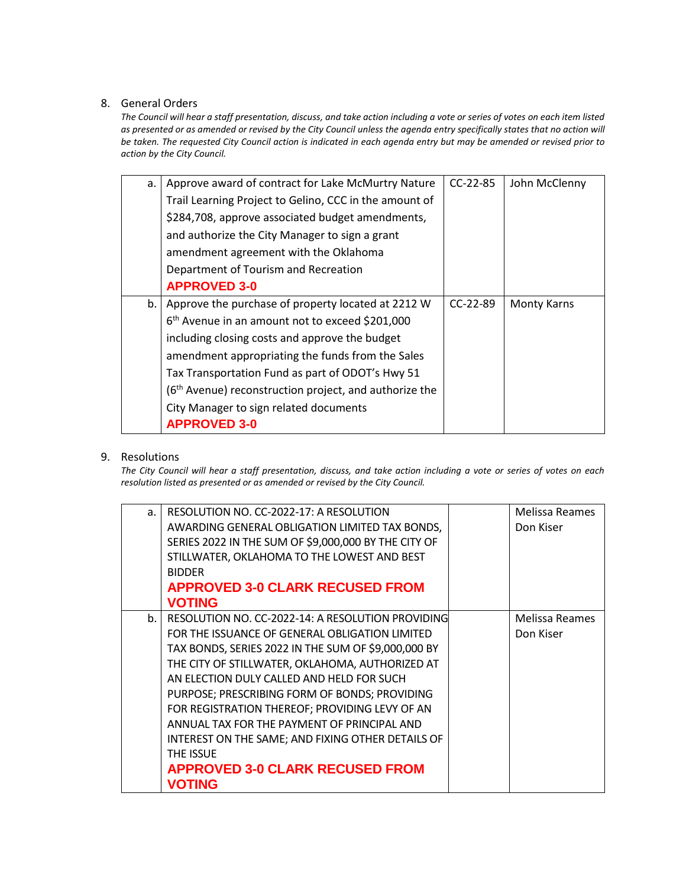8. General Orders

*The Council will hear a staff presentation, discuss, and take action including a vote or series of votes on each item listed as presented or as amended or revised by the City Council unless the agenda entry specifically states that no action will be taken. The requested City Council action is indicated in each agenda entry but may be amended or revised prior to action by the City Council.*

| | | | |
|---|---|---|---|
| a. | Approve award of contract for Lake McMurtry Nature Trail Learning Project to Gelino, CCC in the amount of $284,708, approve associated budget amendments, and authorize the City Manager to sign a grant amendment agreement with the Oklahoma Department of Tourism and Recreation **APPROVED 3-0** | CC-22-85 | John McClenny |
| b. | Approve the purchase of property located at 2212 W 6th Avenue in an amount not to exceed $201,000 including closing costs and approve the budget amendment appropriating the funds from the Sales Tax Transportation Fund as part of ODOT's Hwy 51 (6th Avenue) reconstruction project, and authorize the City Manager to sign related documents **APPROVED 3-0** | CC-22-89 | Monty Karns |

9. Resolutions

*The City Council will hear a staff presentation, discuss, and take action including a vote or series of votes on each resolution listed as presented or as amended or revised by the City Council.*

| | | | |
|---|---|---|---|
| a. | RESOLUTION NO. CC-2022-17: A RESOLUTION AWARDING GENERAL OBLIGATION LIMITED TAX BONDS, SERIES 2022 IN THE SUM OF $9,000,000 BY THE CITY OF STILLWATER, OKLAHOMA TO THE LOWEST AND BEST BIDDER **APPROVED 3-0 CLARK RECUSED FROM VOTING** | | Melissa Reames Don Kiser |
| b. | RESOLUTION NO. CC-2022-14: A RESOLUTION PROVIDING FOR THE ISSUANCE OF GENERAL OBLIGATION LIMITED TAX BONDS, SERIES 2022 IN THE SUM OF $9,000,000 BY THE CITY OF STILLWATER, OKLAHOMA, AUTHORIZED AT AN ELECTION DULY CALLED AND HELD FOR SUCH PURPOSE; PRESCRIBING FORM OF BONDS; PROVIDING FOR REGISTRATION THEREOF; PROVIDING LEVY OF AN ANNUAL TAX FOR THE PAYMENT OF PRINCIPAL AND INTEREST ON THE SAME; AND FIXING OTHER DETAILS OF THE ISSUE **APPROVED 3-0 CLARK RECUSED FROM VOTING** | | Melissa Reames Don Kiser |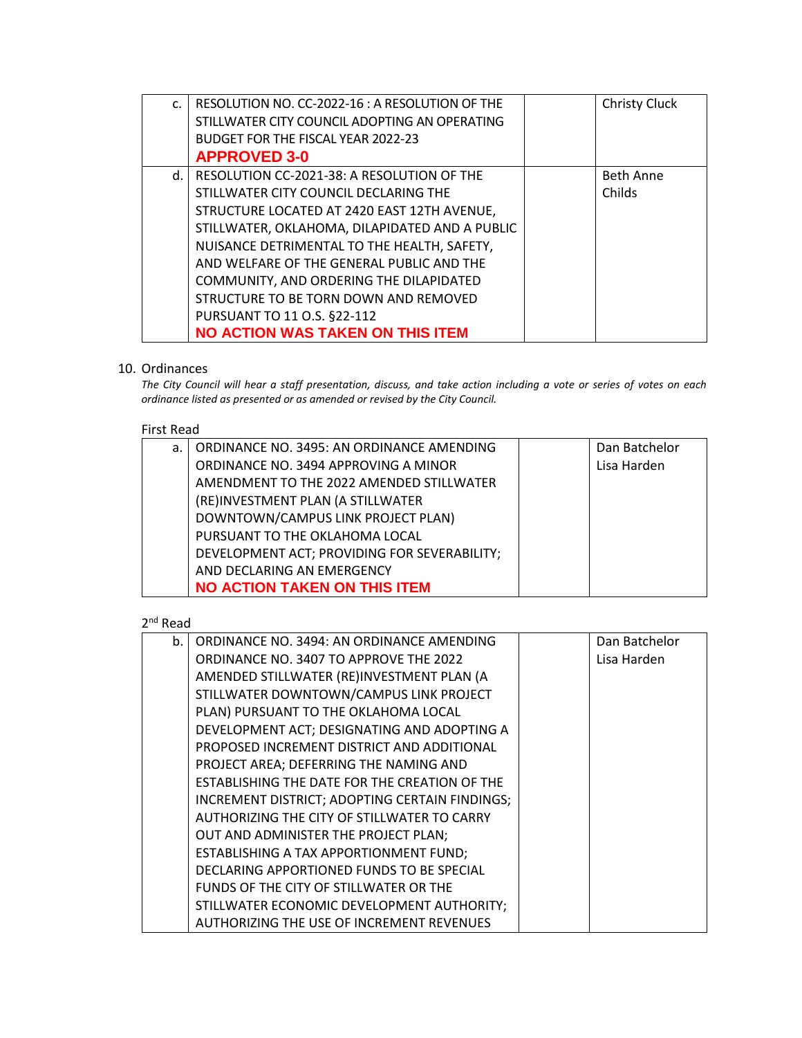| c. | RESOLUTION NO. CC-2022-16 : A RESOLUTION OF THE STILLWATER CITY COUNCIL ADOPTING AN OPERATING BUDGET FOR THE FISCAL YEAR 2022-23 **APPROVED 3-0** | | Christy Cluck |
|---|---|---|---|
| d. | RESOLUTION CC-2021-38: A RESOLUTION OF THE STILLWATER CITY COUNCIL DECLARING THE STRUCTURE LOCATED AT 2420 EAST 12TH AVENUE, STILLWATER, OKLAHOMA, DILAPIDATED AND A PUBLIC NUISANCE DETRIMENTAL TO THE HEALTH, SAFETY, AND WELFARE OF THE GENERAL PUBLIC AND THE COMMUNITY, AND ORDERING THE DILAPIDATED STRUCTURE TO BE TORN DOWN AND REMOVED PURSUANT TO 11 O.S. §22-112 **NO ACTION WAS TAKEN ON THIS ITEM** | | Beth Anne Childs |

10. Ordinances

*The City Council will hear a staff presentation, discuss, and take action including a vote or series of votes on each ordinance listed as presented or as amended or revised by the City Council.*

First Read

| a. | ORDINANCE NO. 3495: AN ORDINANCE AMENDING ORDINANCE NO. 3494 APPROVING A MINOR AMENDMENT TO THE 2022 AMENDED STILLWATER (RE)INVESTMENT PLAN (A STILLWATER DOWNTOWN/CAMPUS LINK PROJECT PLAN) PURSUANT TO THE OKLAHOMA LOCAL DEVELOPMENT ACT; PROVIDING FOR SEVERABILITY; AND DECLARING AN EMERGENCY **NO ACTION TAKEN ON THIS ITEM** | | Dan Batchelor Lisa Harden |
|---|---|---|---|

2nd Read

| b. | ORDINANCE NO. 3494: AN ORDINANCE AMENDING ORDINANCE NO. 3407 TO APPROVE THE 2022 AMENDED STILLWATER (RE)INVESTMENT PLAN (A STILLWATER DOWNTOWN/CAMPUS LINK PROJECT PLAN) PURSUANT TO THE OKLAHOMA LOCAL DEVELOPMENT ACT; DESIGNATING AND ADOPTING A PROPOSED INCREMENT DISTRICT AND ADDITIONAL PROJECT AREA; DEFERRING THE NAMING AND ESTABLISHING THE DATE FOR THE CREATION OF THE INCREMENT DISTRICT; ADOPTING CERTAIN FINDINGS; AUTHORIZING THE CITY OF STILLWATER TO CARRY OUT AND ADMINISTER THE PROJECT PLAN; ESTABLISHING A TAX APPORTIONMENT FUND; DECLARING APPORTIONED FUNDS TO BE SPECIAL FUNDS OF THE CITY OF STILLWATER OR THE STILLWATER ECONOMIC DEVELOPMENT AUTHORITY; AUTHORIZING THE USE OF INCREMENT REVENUES | | Dan Batchelor Lisa Harden |
|---|---|---|---|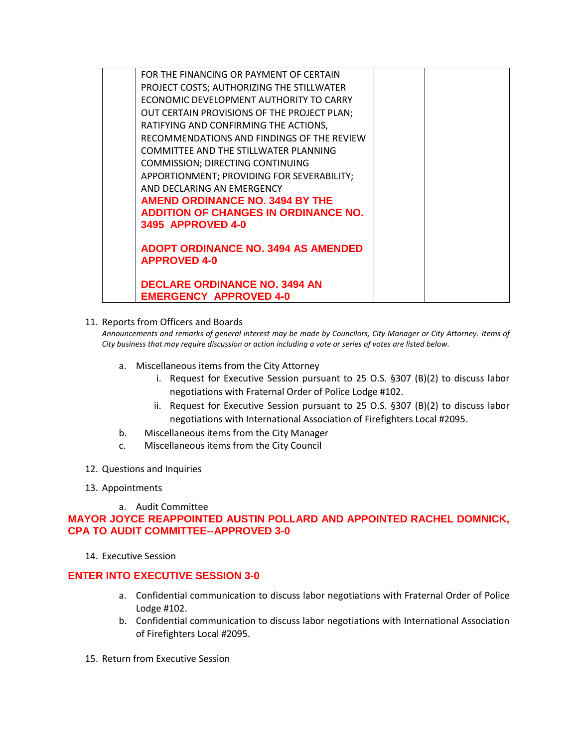| | FOR THE FINANCING OR PAYMENT OF CERTAIN PROJECT COSTS; AUTHORIZING THE STILLWATER ECONOMIC DEVELOPMENT AUTHORITY TO CARRY OUT CERTAIN PROVISIONS OF THE PROJECT PLAN; RATIFYING AND CONFIRMING THE ACTIONS, RECOMMENDATIONS AND FINDINGS OF THE REVIEW COMMITTEE AND THE STILLWATER PLANNING COMMISSION; DIRECTING CONTINUING APPORTIONMENT; PROVIDING FOR SEVERABILITY; AND DECLARING AN EMERGENCY<br>**AMEND ORDINANCE NO. 3494 BY THE ADDITION OF CHANGES IN ORDINANCE NO. 3495 APPROVED 4-0**<br><br>**ADOPT ORDINANCE NO. 3494 AS AMENDED APPROVED 4-0**<br><br>**DECLARE ORDINANCE NO. 3494 AN EMERGENCY APPROVED 4-0** | | |
|---|---|---|---|

11. Reports from Officers and Boards
    *Announcements and remarks of general interest may be made by Councilors, City Manager or City Attorney. Items of City business that may require discussion or action including a vote or series of votes are listed below.*

    a. Miscellaneous items from the City Attorney
        i. Request for Executive Session pursuant to 25 O.S. §307 (B)(2) to discuss labor negotiations with Fraternal Order of Police Lodge #102.
        ii. Request for Executive Session pursuant to 25 O.S. §307 (B)(2) to discuss labor negotiations with International Association of Firefighters Local #2095.
    b. Miscellaneous items from the City Manager
    c. Miscellaneous items from the City Council

12. Questions and Inquiries

13. Appointments

    a. Audit Committee

**MAYOR JOYCE REAPPOINTED AUSTIN POLLARD AND APPOINTED RACHEL DOMNICK, CPA TO AUDIT COMMITTEE--APPROVED 3-0**

14. Executive Session

**ENTER INTO EXECUTIVE SESSION 3-0**

   a. Confidential communication to discuss labor negotiations with Fraternal Order of Police Lodge #102.
   b. Confidential communication to discuss labor negotiations with International Association of Firefighters Local #2095.

15. Return from Executive Session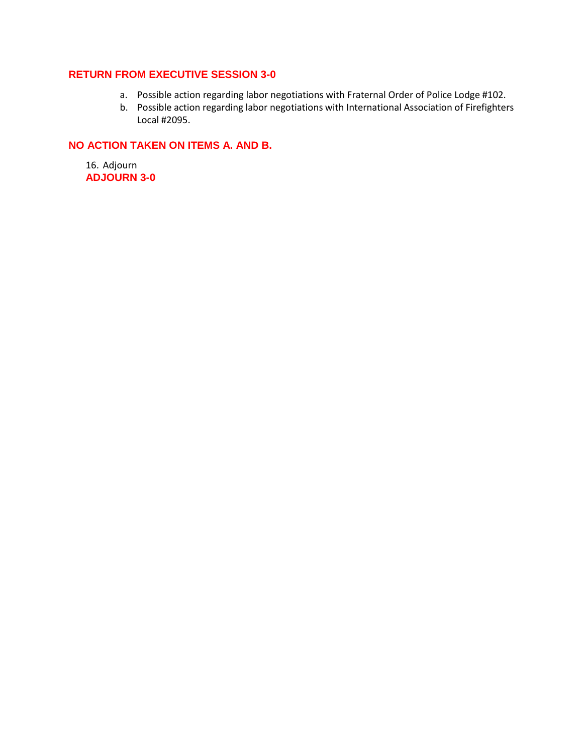**RETURN FROM EXECUTIVE SESSION 3-0**

a. Possible action regarding labor negotiations with Fraternal Order of Police Lodge #102.
b. Possible action regarding labor negotiations with International Association of Firefighters Local #2095.

**NO ACTION TAKEN ON ITEMS A. AND B.**

16. Adjourn

**ADJOURN 3-0**